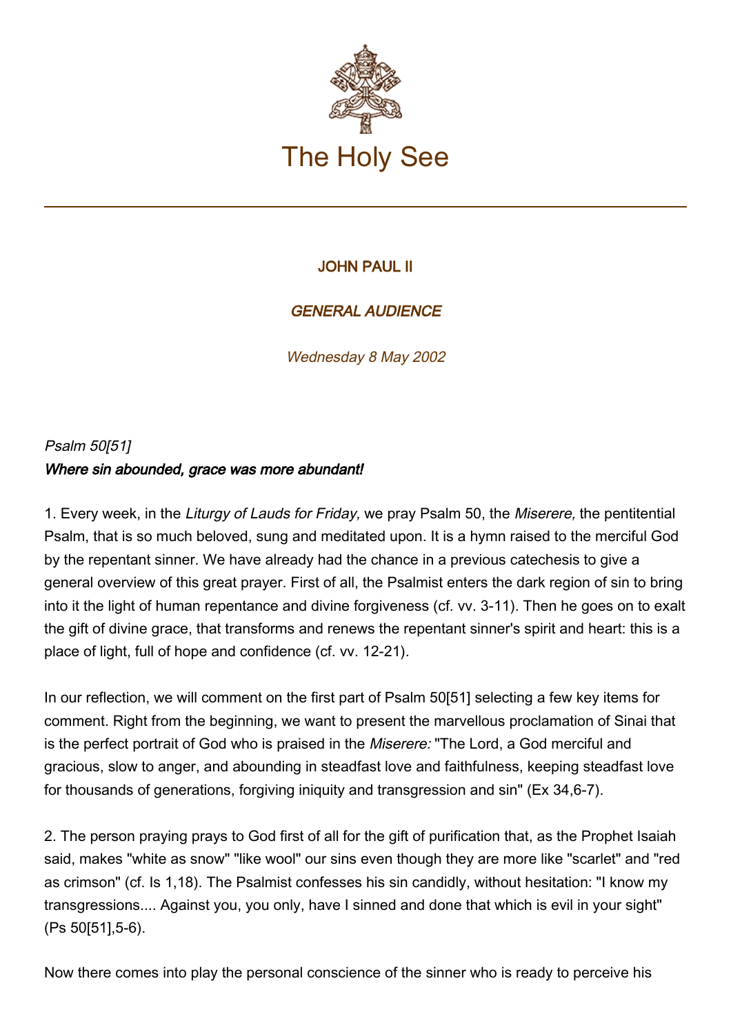# The Holy See

JOHN PAUL II

*GENERAL AUDIENCE*

*Wednesday 8 May 2002*

*Psalm 50[51]*

***Where sin abounded, grace was more abundant!***

1. Every week, in the *Liturgy of Lauds for Friday,* we pray Psalm 50, the *Miserere,* the pentitential Psalm, that is so much beloved, sung and meditated upon. It is a hymn raised to the merciful God by the repentant sinner. We have already had the chance in a previous catechesis to give a general overview of this great prayer. First of all, the Psalmist enters the dark region of sin to bring into it the light of human repentance and divine forgiveness (cf. vv. 3-11). Then he goes on to exalt the gift of divine grace, that transforms and renews the repentant sinner's spirit and heart: this is a place of light, full of hope and confidence (cf. vv. 12-21).

In our reflection, we will comment on the first part of Psalm 50[51] selecting a few key items for comment. Right from the beginning, we want to present the marvellous proclamation of Sinai that is the perfect portrait of God who is praised in the *Miserere:* "The Lord, a God merciful and gracious, slow to anger, and abounding in steadfast love and faithfulness, keeping steadfast love for thousands of generations, forgiving iniquity and transgression and sin" (Ex 34,6-7).

2. The person praying prays to God first of all for the gift of purification that, as the Prophet Isaiah said, makes "white as snow" "like wool" our sins even though they are more like "scarlet" and "red as crimson" (cf. Is 1,18). The Psalmist confesses his sin candidly, without hesitation: "I know my transgressions.... Against you, you only, have I sinned and done that which is evil in your sight" (Ps 50[51],5-6).

Now there comes into play the personal conscience of the sinner who is ready to perceive his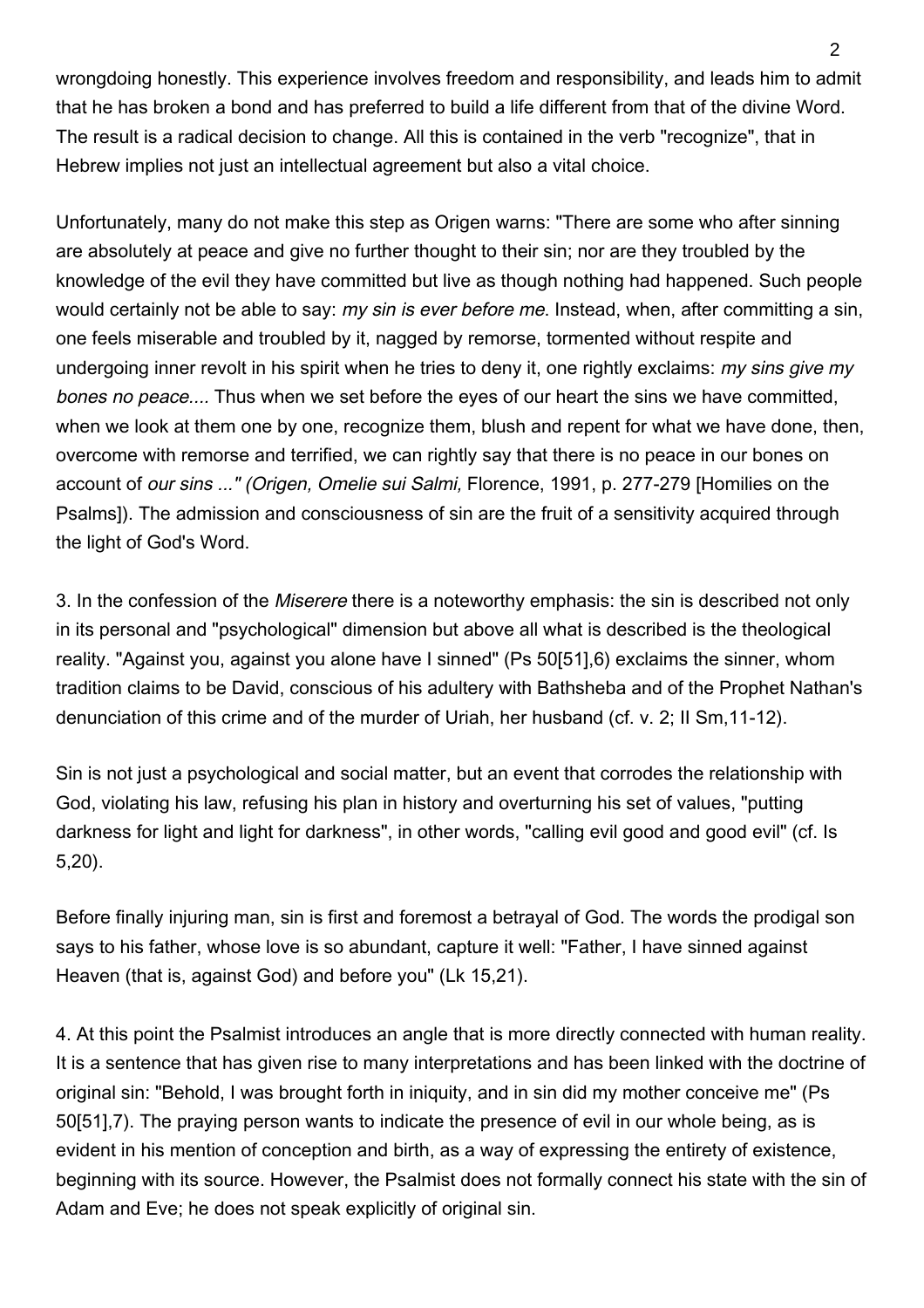wrongdoing honestly. This experience involves freedom and responsibility, and leads him to admit that he has broken a bond and has preferred to build a life different from that of the divine Word. The result is a radical decision to change. All this is contained in the verb "recognize", that in Hebrew implies not just an intellectual agreement but also a vital choice.

Unfortunately, many do not make this step as Origen warns: "There are some who after sinning are absolutely at peace and give no further thought to their sin; nor are they troubled by the knowledge of the evil they have committed but live as though nothing had happened. Such people would certainly not be able to say: *my sin is ever before me*. Instead, when, after committing a sin, one feels miserable and troubled by it, nagged by remorse, tormented without respite and undergoing inner revolt in his spirit when he tries to deny it, one rightly exclaims: *my sins give my bones no peace....* Thus when we set before the eyes of our heart the sins we have committed, when we look at them one by one, recognize them, blush and repent for what we have done, then, overcome with remorse and terrified, we can rightly say that there is no peace in our bones on account of *our sins ..." (Origen, Omelie sui Salmi,* Florence, 1991, p. 277-279 [Homilies on the Psalms]). The admission and consciousness of sin are the fruit of a sensitivity acquired through the light of God's Word.

3. In the confession of the *Miserere* there is a noteworthy emphasis: the sin is described not only in its personal and "psychological" dimension but above all what is described is the theological reality. "Against you, against you alone have I sinned" (Ps 50[51],6) exclaims the sinner, whom tradition claims to be David, conscious of his adultery with Bathsheba and of the Prophet Nathan's denunciation of this crime and of the murder of Uriah, her husband (cf. v. 2; II Sm,11-12).

Sin is not just a psychological and social matter, but an event that corrodes the relationship with God, violating his law, refusing his plan in history and overturning his set of values, "putting darkness for light and light for darkness", in other words, "calling evil good and good evil" (cf. Is 5,20).

Before finally injuring man, sin is first and foremost a betrayal of God. The words the prodigal son says to his father, whose love is so abundant, capture it well: "Father, I have sinned against Heaven (that is, against God) and before you" (Lk 15,21).

4. At this point the Psalmist introduces an angle that is more directly connected with human reality. It is a sentence that has given rise to many interpretations and has been linked with the doctrine of original sin: "Behold, I was brought forth in iniquity, and in sin did my mother conceive me" (Ps 50[51],7). The praying person wants to indicate the presence of evil in our whole being, as is evident in his mention of conception and birth, as a way of expressing the entirety of existence, beginning with its source. However, the Psalmist does not formally connect his state with the sin of Adam and Eve; he does not speak explicitly of original sin.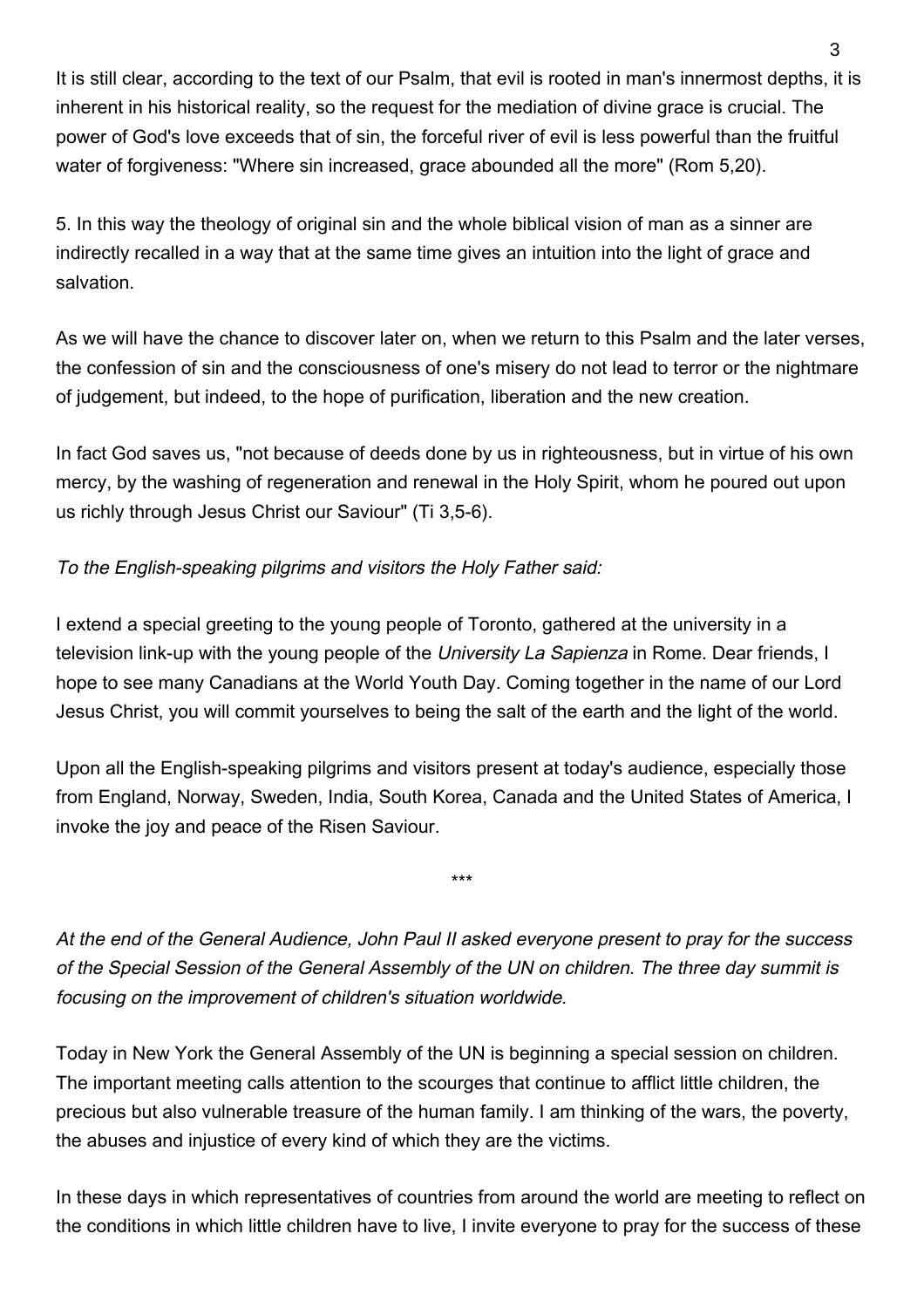It is still clear, according to the text of our Psalm, that evil is rooted in man's innermost depths, it is inherent in his historical reality, so the request for the mediation of divine grace is crucial. The power of God's love exceeds that of sin, the forceful river of evil is less powerful than the fruitful water of forgiveness: "Where sin increased, grace abounded all the more" (Rom 5,20).

5. In this way the theology of original sin and the whole biblical vision of man as a sinner are indirectly recalled in a way that at the same time gives an intuition into the light of grace and salvation.

As we will have the chance to discover later on, when we return to this Psalm and the later verses, the confession of sin and the consciousness of one's misery do not lead to terror or the nightmare of judgement, but indeed, to the hope of purification, liberation and the new creation.

In fact God saves us, "not because of deeds done by us in righteousness, but in virtue of his own mercy, by the washing of regeneration and renewal in the Holy Spirit, whom he poured out upon us richly through Jesus Christ our Saviour" (Ti 3,5-6).

*To the English-speaking pilgrims and visitors the Holy Father said:*

I extend a special greeting to the young people of Toronto, gathered at the university in a television link-up with the young people of the *University La Sapienza* in Rome. Dear friends, I hope to see many Canadians at the World Youth Day. Coming together in the name of our Lord Jesus Christ, you will commit yourselves to being the salt of the earth and the light of the world.

Upon all the English-speaking pilgrims and visitors present at today's audience, especially those from England, Norway, Sweden, India, South Korea, Canada and the United States of America, I invoke the joy and peace of the Risen Saviour.

***

*At the end of the General Audience, John Paul II asked everyone present to pray for the success of the Special Session of the General Assembly of the UN on children. The three day summit is focusing on the improvement of children's situation worldwide.*

Today in New York the General Assembly of the UN is beginning a special session on children. The important meeting calls attention to the scourges that continue to afflict little children, the precious but also vulnerable treasure of the human family. I am thinking of the wars, the poverty, the abuses and injustice of every kind of which they are the victims.

In these days in which representatives of countries from around the world are meeting to reflect on the conditions in which little children have to live, I invite everyone to pray for the success of these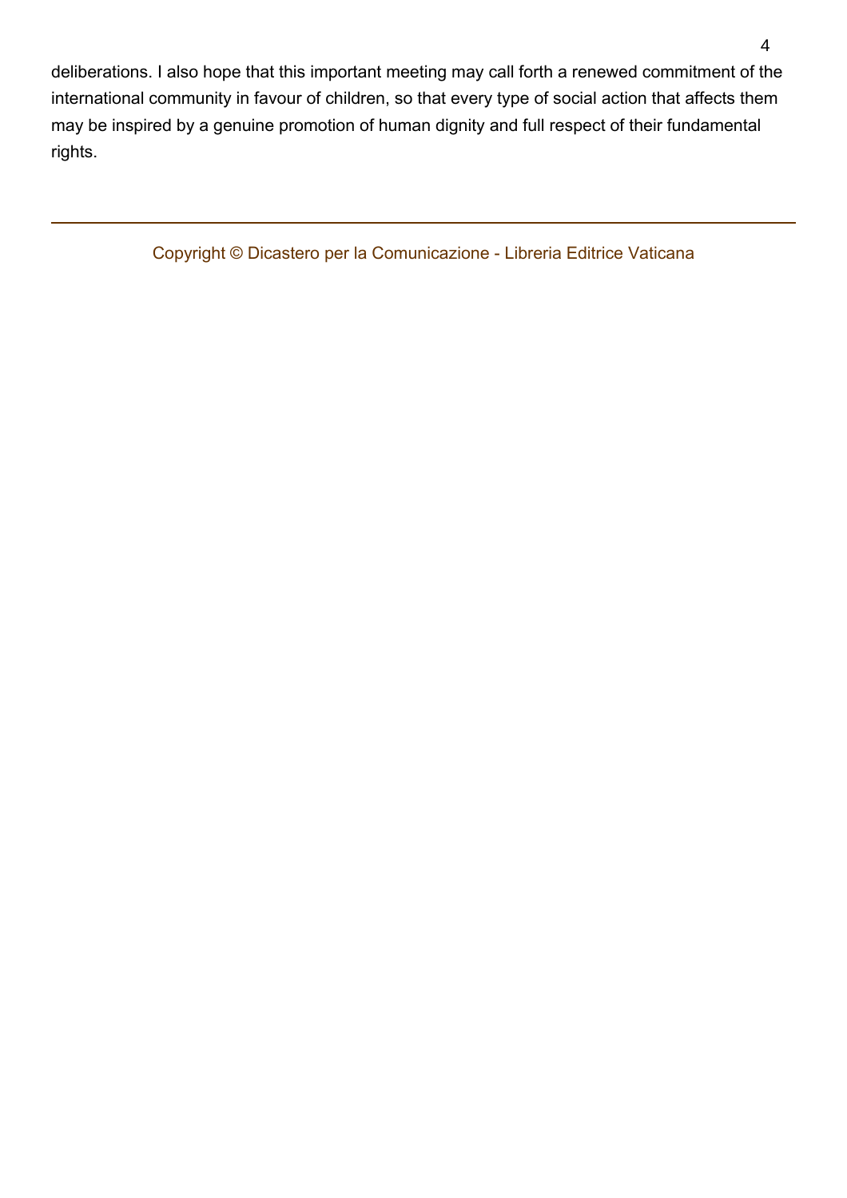deliberations. I also hope that this important meeting may call forth a renewed commitment of the international community in favour of children, so that every type of social action that affects them may be inspired by a genuine promotion of human dignity and full respect of their fundamental rights.

---

Copyright © Dicastero per la Comunicazione - Libreria Editrice Vaticana